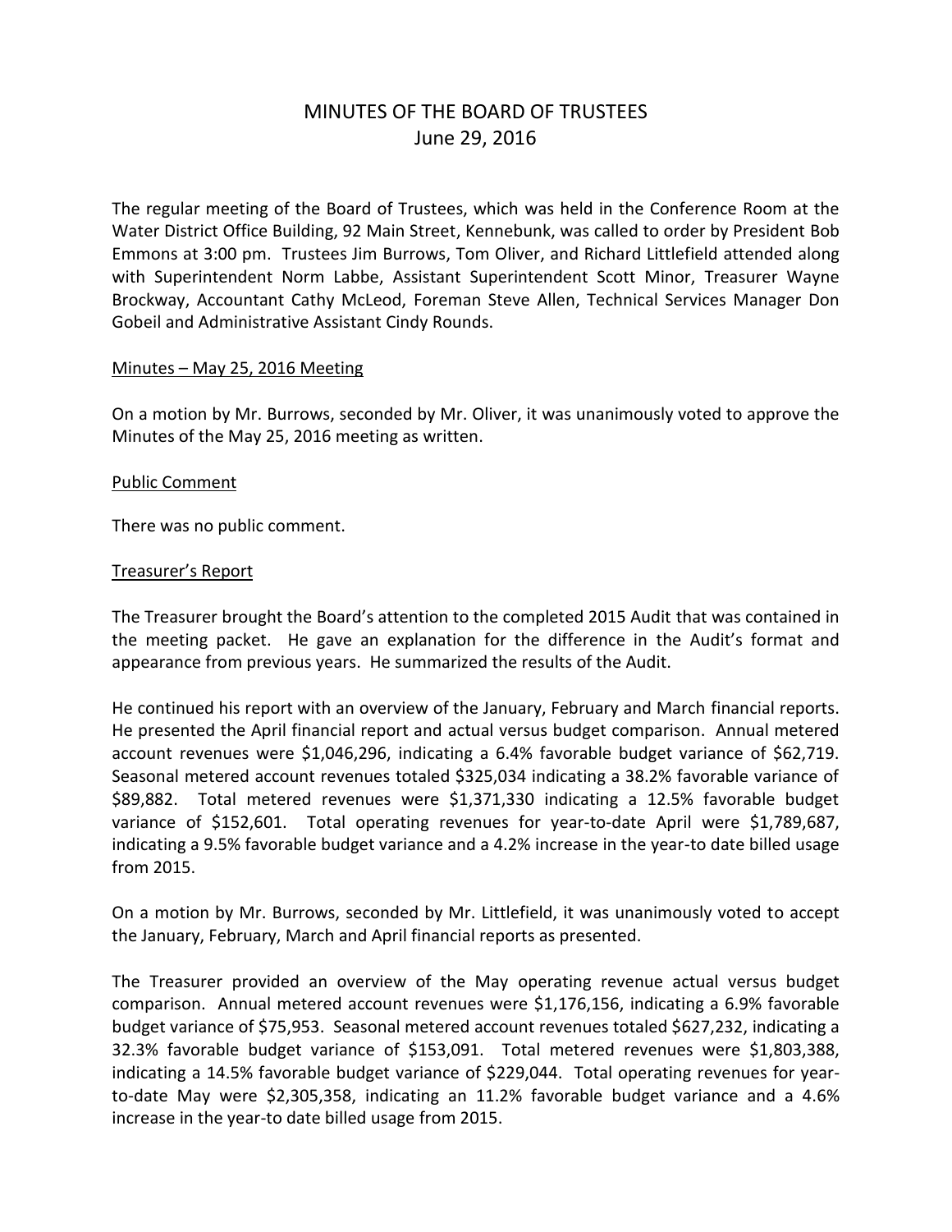# MINUTES OF THE BOARD OF TRUSTEES
## June 29, 2016

The regular meeting of the Board of Trustees, which was held in the Conference Room at the Water District Office Building, 92 Main Street, Kennebunk, was called to order by President Bob Emmons at 3:00 pm. Trustees Jim Burrows, Tom Oliver, and Richard Littlefield attended along with Superintendent Norm Labbe, Assistant Superintendent Scott Minor, Treasurer Wayne Brockway, Accountant Cathy McLeod, Foreman Steve Allen, Technical Services Manager Don Gobeil and Administrative Assistant Cindy Rounds.

<u>Minutes – May 25, 2016 Meeting</u>

On a motion by Mr. Burrows, seconded by Mr. Oliver, it was unanimously voted to approve the Minutes of the May 25, 2016 meeting as written.

<u>Public Comment</u>

There was no public comment.

<u>Treasurer's Report</u>

The Treasurer brought the Board's attention to the completed 2015 Audit that was contained in the meeting packet. He gave an explanation for the difference in the Audit's format and appearance from previous years. He summarized the results of the Audit.

He continued his report with an overview of the January, February and March financial reports. He presented the April financial report and actual versus budget comparison. Annual metered account revenues were $1,046,296, indicating a 6.4% favorable budget variance of $62,719. Seasonal metered account revenues totaled $325,034 indicating a 38.2% favorable variance of $89,882. Total metered revenues were $1,371,330 indicating a 12.5% favorable budget variance of $152,601. Total operating revenues for year-to-date April were $1,789,687, indicating a 9.5% favorable budget variance and a 4.2% increase in the year-to date billed usage from 2015.

On a motion by Mr. Burrows, seconded by Mr. Littlefield, it was unanimously voted to accept the January, February, March and April financial reports as presented.

The Treasurer provided an overview of the May operating revenue actual versus budget comparison. Annual metered account revenues were $1,176,156, indicating a 6.9% favorable budget variance of $75,953. Seasonal metered account revenues totaled $627,232, indicating a 32.3% favorable budget variance of $153,091. Total metered revenues were $1,803,388, indicating a 14.5% favorable budget variance of $229,044. Total operating revenues for year-to-date May were $2,305,358, indicating an 11.2% favorable budget variance and a 4.6% increase in the year-to date billed usage from 2015.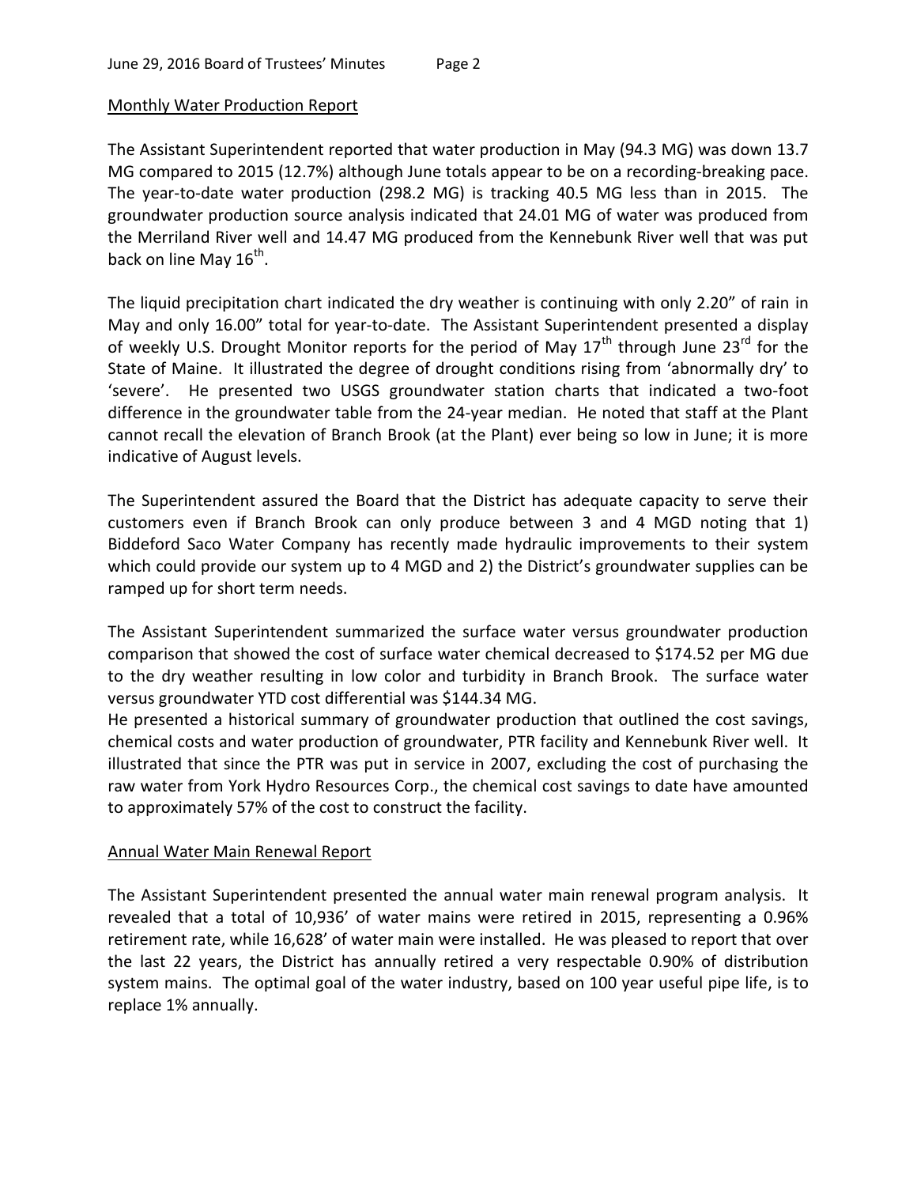## Monthly Water Production Report

The Assistant Superintendent reported that water production in May (94.3 MG) was down 13.7 MG compared to 2015 (12.7%) although June totals appear to be on a recording-breaking pace. The year-to-date water production (298.2 MG) is tracking 40.5 MG less than in 2015. The groundwater production source analysis indicated that 24.01 MG of water was produced from the Merriland River well and 14.47 MG produced from the Kennebunk River well that was put back on line May 16th.

The liquid precipitation chart indicated the dry weather is continuing with only 2.20" of rain in May and only 16.00" total for year-to-date. The Assistant Superintendent presented a display of weekly U.S. Drought Monitor reports for the period of May 17th through June 23rd for the State of Maine. It illustrated the degree of drought conditions rising from 'abnormally dry' to 'severe'. He presented two USGS groundwater station charts that indicated a two-foot difference in the groundwater table from the 24-year median. He noted that staff at the Plant cannot recall the elevation of Branch Brook (at the Plant) ever being so low in June; it is more indicative of August levels.

The Superintendent assured the Board that the District has adequate capacity to serve their customers even if Branch Brook can only produce between 3 and 4 MGD noting that 1) Biddeford Saco Water Company has recently made hydraulic improvements to their system which could provide our system up to 4 MGD and 2) the District's groundwater supplies can be ramped up for short term needs.

The Assistant Superintendent summarized the surface water versus groundwater production comparison that showed the cost of surface water chemical decreased to $174.52 per MG due to the dry weather resulting in low color and turbidity in Branch Brook. The surface water versus groundwater YTD cost differential was $144.34 MG.
He presented a historical summary of groundwater production that outlined the cost savings, chemical costs and water production of groundwater, PTR facility and Kennebunk River well. It illustrated that since the PTR was put in service in 2007, excluding the cost of purchasing the raw water from York Hydro Resources Corp., the chemical cost savings to date have amounted to approximately 57% of the cost to construct the facility.

## Annual Water Main Renewal Report

The Assistant Superintendent presented the annual water main renewal program analysis. It revealed that a total of 10,936' of water mains were retired in 2015, representing a 0.96% retirement rate, while 16,628' of water main were installed. He was pleased to report that over the last 22 years, the District has annually retired a very respectable 0.90% of distribution system mains. The optimal goal of the water industry, based on 100 year useful pipe life, is to replace 1% annually.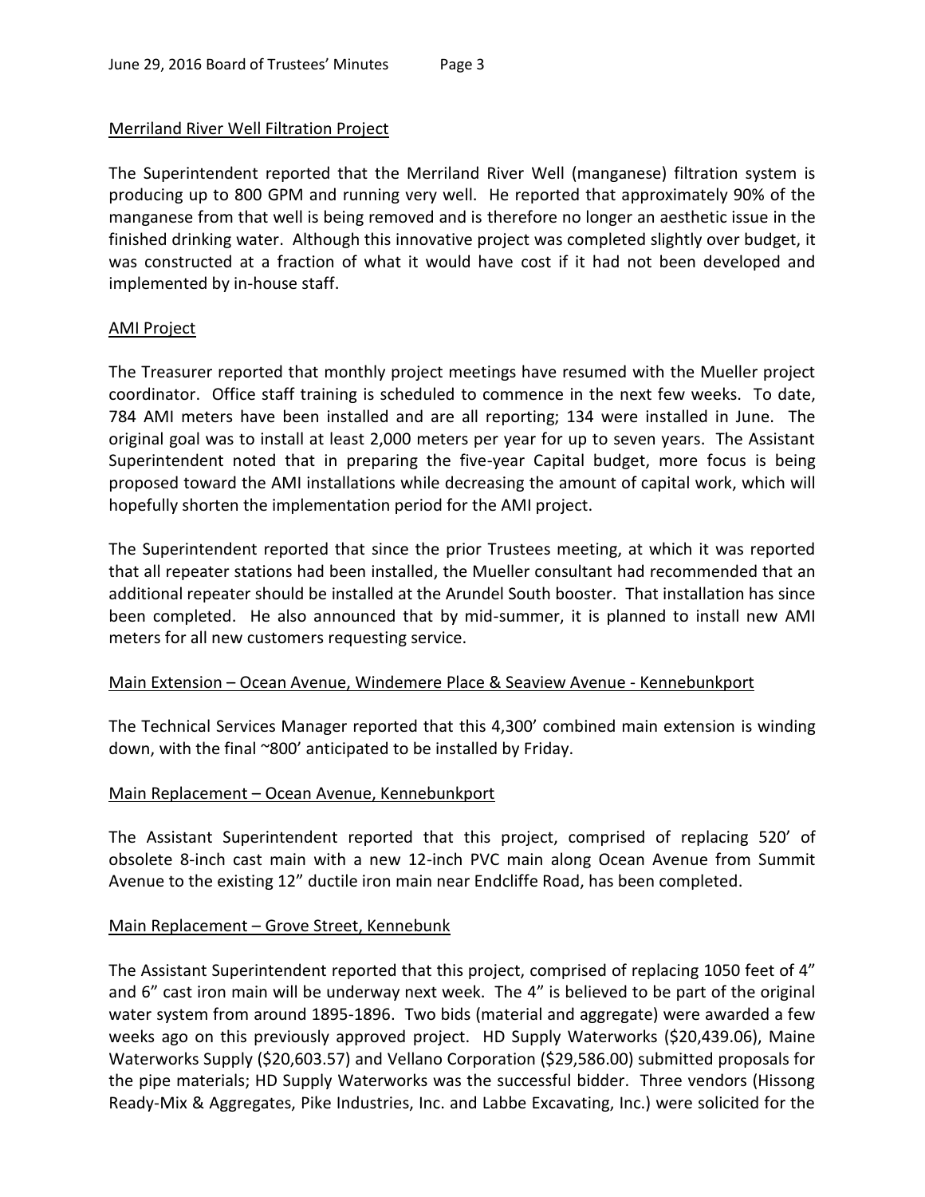Merriland River Well Filtration Project

The Superintendent reported that the Merriland River Well (manganese) filtration system is producing up to 800 GPM and running very well. He reported that approximately 90% of the manganese from that well is being removed and is therefore no longer an aesthetic issue in the finished drinking water. Although this innovative project was completed slightly over budget, it was constructed at a fraction of what it would have cost if it had not been developed and implemented by in-house staff.

AMI Project

The Treasurer reported that monthly project meetings have resumed with the Mueller project coordinator. Office staff training is scheduled to commence in the next few weeks. To date, 784 AMI meters have been installed and are all reporting; 134 were installed in June. The original goal was to install at least 2,000 meters per year for up to seven years. The Assistant Superintendent noted that in preparing the five-year Capital budget, more focus is being proposed toward the AMI installations while decreasing the amount of capital work, which will hopefully shorten the implementation period for the AMI project.

The Superintendent reported that since the prior Trustees meeting, at which it was reported that all repeater stations had been installed, the Mueller consultant had recommended that an additional repeater should be installed at the Arundel South booster. That installation has since been completed. He also announced that by mid-summer, it is planned to install new AMI meters for all new customers requesting service.

Main Extension – Ocean Avenue, Windemere Place & Seaview Avenue - Kennebunkport

The Technical Services Manager reported that this 4,300' combined main extension is winding down, with the final ~800' anticipated to be installed by Friday.

Main Replacement – Ocean Avenue, Kennebunkport

The Assistant Superintendent reported that this project, comprised of replacing 520' of obsolete 8-inch cast main with a new 12-inch PVC main along Ocean Avenue from Summit Avenue to the existing 12" ductile iron main near Endcliffe Road, has been completed.

Main Replacement – Grove Street, Kennebunk

The Assistant Superintendent reported that this project, comprised of replacing 1050 feet of 4" and 6" cast iron main will be underway next week. The 4" is believed to be part of the original water system from around 1895-1896. Two bids (material and aggregate) were awarded a few weeks ago on this previously approved project. HD Supply Waterworks ($20,439.06), Maine Waterworks Supply ($20,603.57) and Vellano Corporation ($29,586.00) submitted proposals for the pipe materials; HD Supply Waterworks was the successful bidder. Three vendors (Hissong Ready-Mix & Aggregates, Pike Industries, Inc. and Labbe Excavating, Inc.) were solicited for the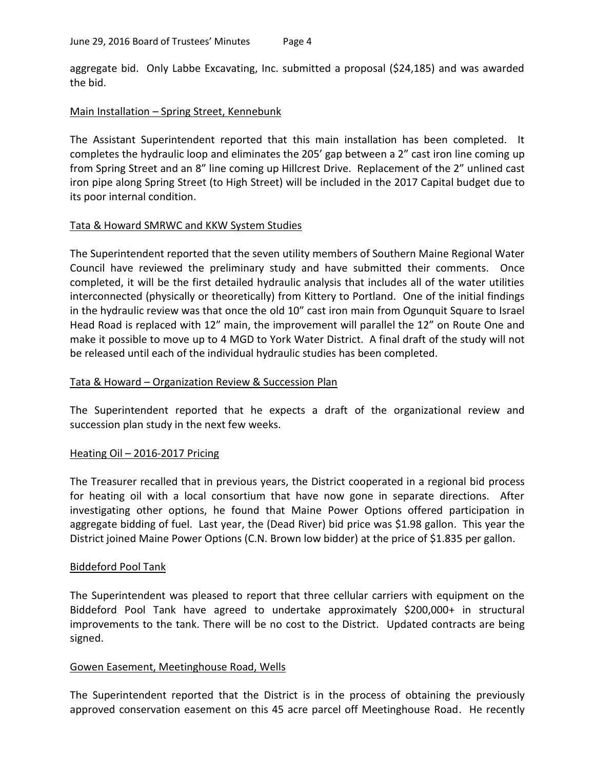aggregate bid. Only Labbe Excavating, Inc. submitted a proposal ($24,185) and was awarded the bid.

## Main Installation – Spring Street, Kennebunk

The Assistant Superintendent reported that this main installation has been completed. It completes the hydraulic loop and eliminates the 205' gap between a 2" cast iron line coming up from Spring Street and an 8" line coming up Hillcrest Drive. Replacement of the 2" unlined cast iron pipe along Spring Street (to High Street) will be included in the 2017 Capital budget due to its poor internal condition.

## Tata & Howard SMRWC and KKW System Studies

The Superintendent reported that the seven utility members of Southern Maine Regional Water Council have reviewed the preliminary study and have submitted their comments. Once completed, it will be the first detailed hydraulic analysis that includes all of the water utilities interconnected (physically or theoretically) from Kittery to Portland. One of the initial findings in the hydraulic review was that once the old 10" cast iron main from Ogunquit Square to Israel Head Road is replaced with 12" main, the improvement will parallel the 12" on Route One and make it possible to move up to 4 MGD to York Water District. A final draft of the study will not be released until each of the individual hydraulic studies has been completed.

## Tata & Howard – Organization Review & Succession Plan

The Superintendent reported that he expects a draft of the organizational review and succession plan study in the next few weeks.

## Heating Oil – 2016-2017 Pricing

The Treasurer recalled that in previous years, the District cooperated in a regional bid process for heating oil with a local consortium that have now gone in separate directions. After investigating other options, he found that Maine Power Options offered participation in aggregate bidding of fuel. Last year, the (Dead River) bid price was $1.98 gallon. This year the District joined Maine Power Options (C.N. Brown low bidder) at the price of $1.835 per gallon.

## Biddeford Pool Tank

The Superintendent was pleased to report that three cellular carriers with equipment on the Biddeford Pool Tank have agreed to undertake approximately $200,000+ in structural improvements to the tank. There will be no cost to the District. Updated contracts are being signed.

## Gowen Easement, Meetinghouse Road, Wells

The Superintendent reported that the District is in the process of obtaining the previously approved conservation easement on this 45 acre parcel off Meetinghouse Road. He recently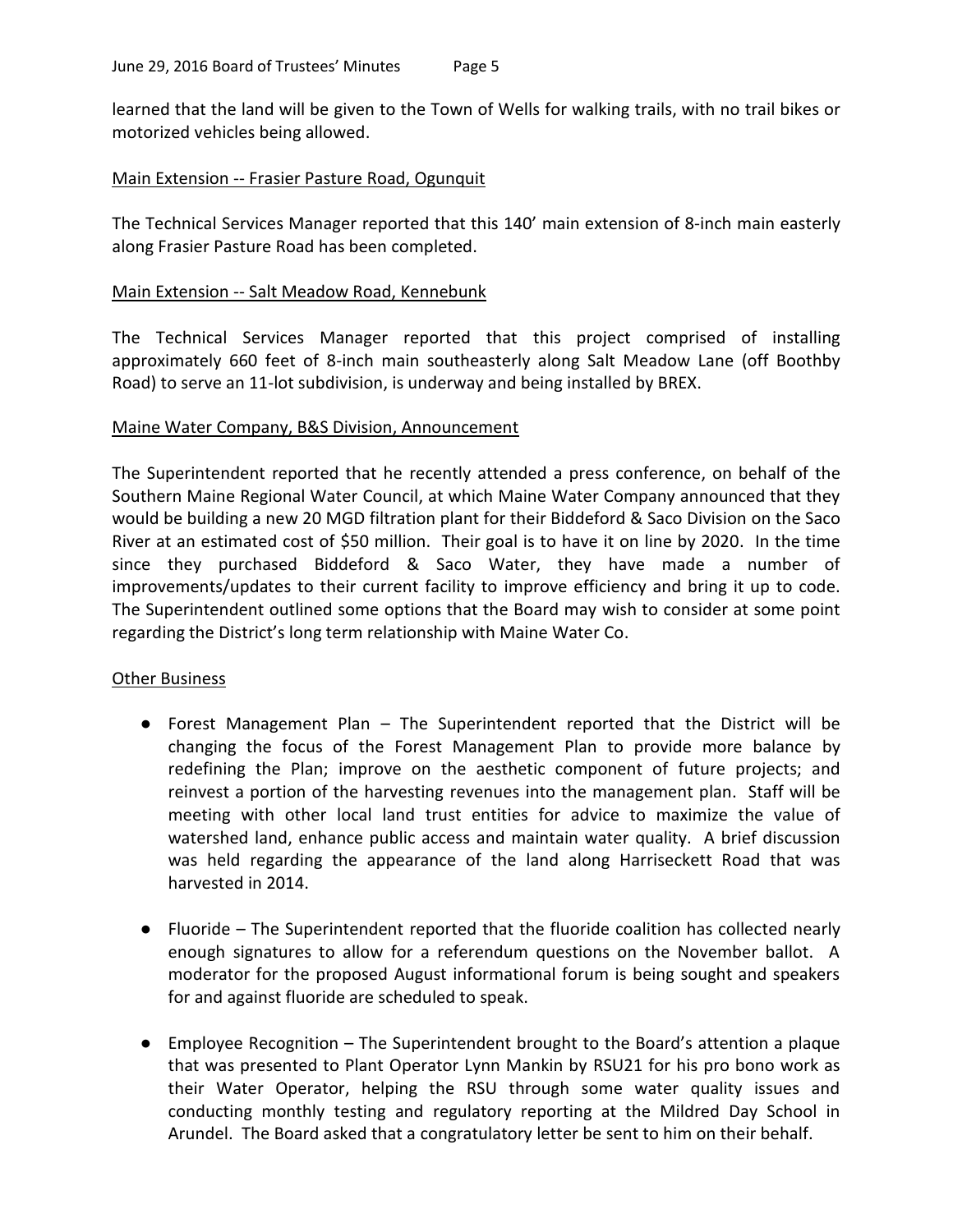learned that the land will be given to the Town of Wells for walking trails, with no trail bikes or motorized vehicles being allowed.

Main Extension -- Frasier Pasture Road, Ogunquit

The Technical Services Manager reported that this 140' main extension of 8-inch main easterly along Frasier Pasture Road has been completed.

Main Extension -- Salt Meadow Road, Kennebunk

The Technical Services Manager reported that this project comprised of installing approximately 660 feet of 8-inch main southeasterly along Salt Meadow Lane (off Boothby Road) to serve an 11-lot subdivision, is underway and being installed by BREX.

Maine Water Company, B&S Division, Announcement

The Superintendent reported that he recently attended a press conference, on behalf of the Southern Maine Regional Water Council, at which Maine Water Company announced that they would be building a new 20 MGD filtration plant for their Biddeford & Saco Division on the Saco River at an estimated cost of $50 million. Their goal is to have it on line by 2020. In the time since they purchased Biddeford & Saco Water, they have made a number of improvements/updates to their current facility to improve efficiency and bring it up to code. The Superintendent outlined some options that the Board may wish to consider at some point regarding the District's long term relationship with Maine Water Co.

Other Business

- Forest Management Plan – The Superintendent reported that the District will be changing the focus of the Forest Management Plan to provide more balance by redefining the Plan; improve on the aesthetic component of future projects; and reinvest a portion of the harvesting revenues into the management plan. Staff will be meeting with other local land trust entities for advice to maximize the value of watershed land, enhance public access and maintain water quality. A brief discussion was held regarding the appearance of the land along Harriseckett Road that was harvested in 2014.

- Fluoride – The Superintendent reported that the fluoride coalition has collected nearly enough signatures to allow for a referendum questions on the November ballot. A moderator for the proposed August informational forum is being sought and speakers for and against fluoride are scheduled to speak.

- Employee Recognition – The Superintendent brought to the Board's attention a plaque that was presented to Plant Operator Lynn Mankin by RSU21 for his pro bono work as their Water Operator, helping the RSU through some water quality issues and conducting monthly testing and regulatory reporting at the Mildred Day School in Arundel. The Board asked that a congratulatory letter be sent to him on their behalf.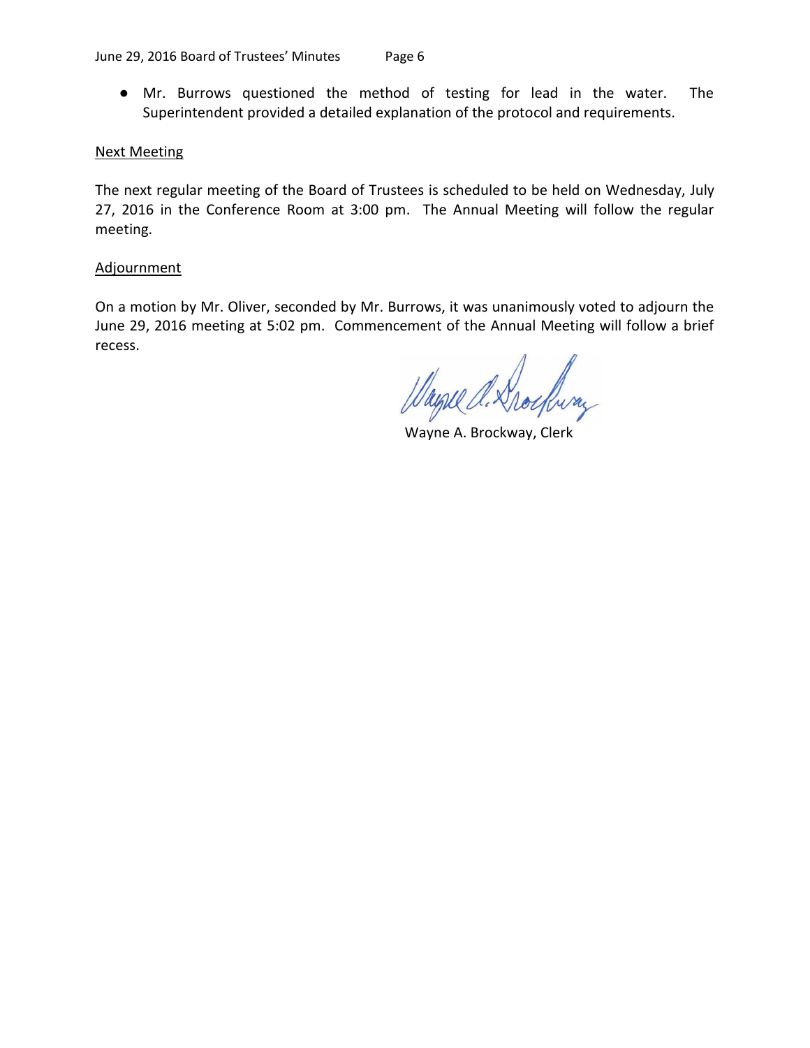- Mr. Burrows questioned the method of testing for lead in the water. The Superintendent provided a detailed explanation of the protocol and requirements.

Next Meeting

The next regular meeting of the Board of Trustees is scheduled to be held on Wednesday, July 27, 2016 in the Conference Room at 3:00 pm. The Annual Meeting will follow the regular meeting.

Adjournment

On a motion by Mr. Oliver, seconded by Mr. Burrows, it was unanimously voted to adjourn the June 29, 2016 meeting at 5:02 pm. Commencement of the Annual Meeting will follow a brief recess.

Wayne A. Brockway, Clerk